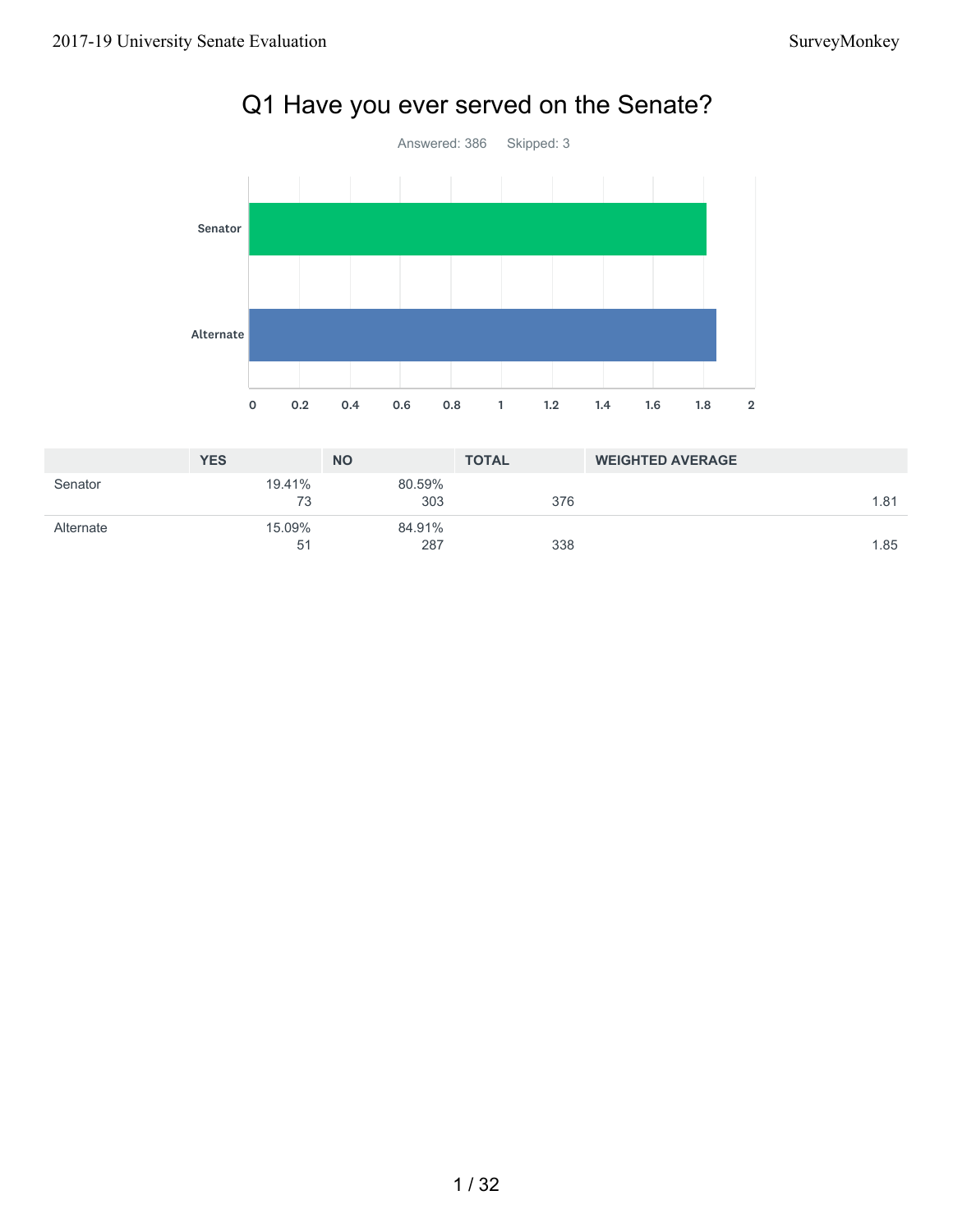# Q1 Have you ever served on the Senate?

Answered: 386 Skipped: 3

Senator

Alternate

0 0.2 0.4 0.6 0.8 1 1.2 1.4 1.6 1.8 2

| | YES | NO | TOTAL | WEIGHTED AVERAGE |
|---|---|---|---|---|
| Senator | 19.41%<br>73 | 80.59%<br>303 | 376 | 1.81 |
| Alternate | 15.09%<br>51 | 84.91%<br>287 | 338 | 1.85 |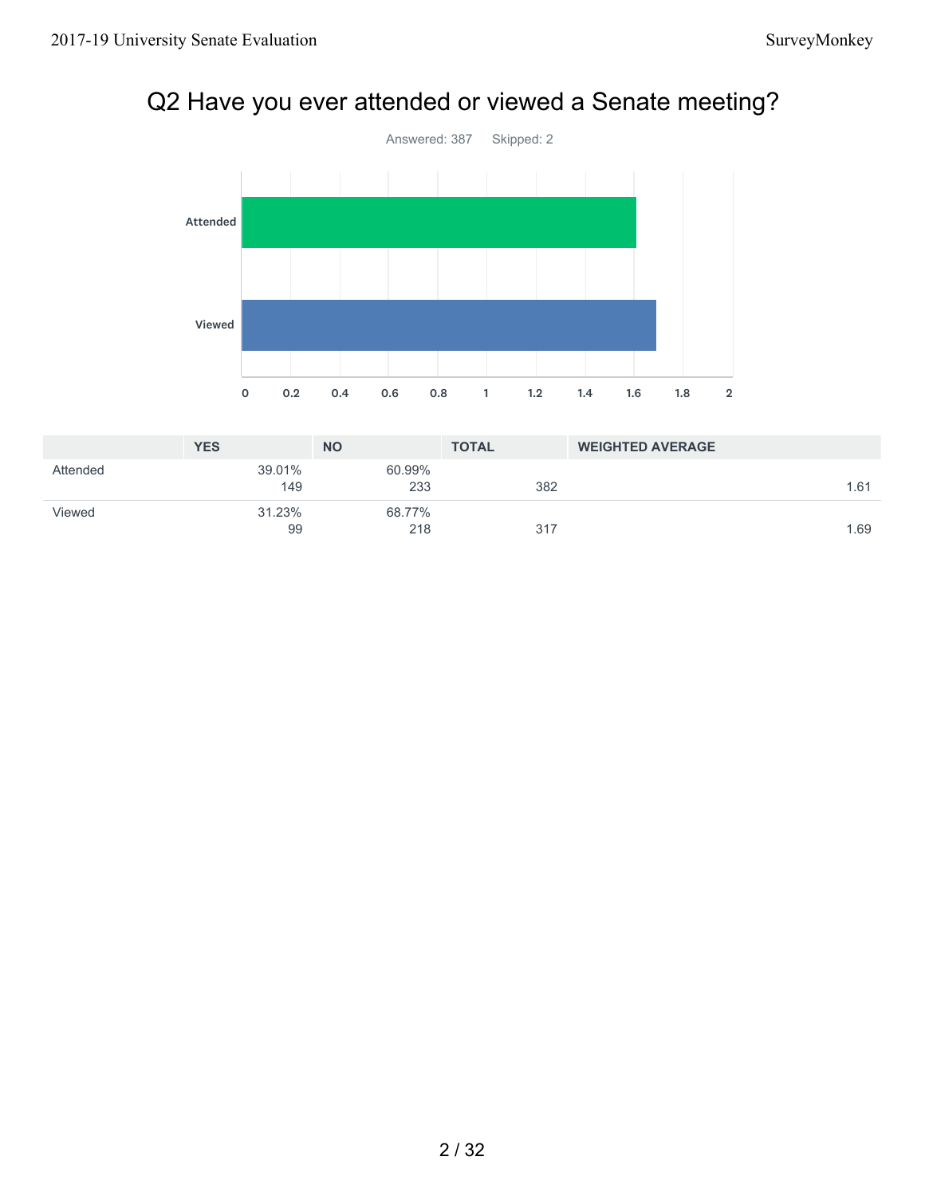# Q2 Have you ever attended or viewed a Senate meeting?

Answered: 387 Skipped: 2

| | YES | NO | TOTAL | WEIGHTED AVERAGE |
|---|---|---|---|---|
| Attended | 39.01%<br>149 | 60.99%<br>233 | 382 | 1.61 |
| Viewed | 31.23%<br>99 | 68.77%<br>218 | 317 | 1.69 |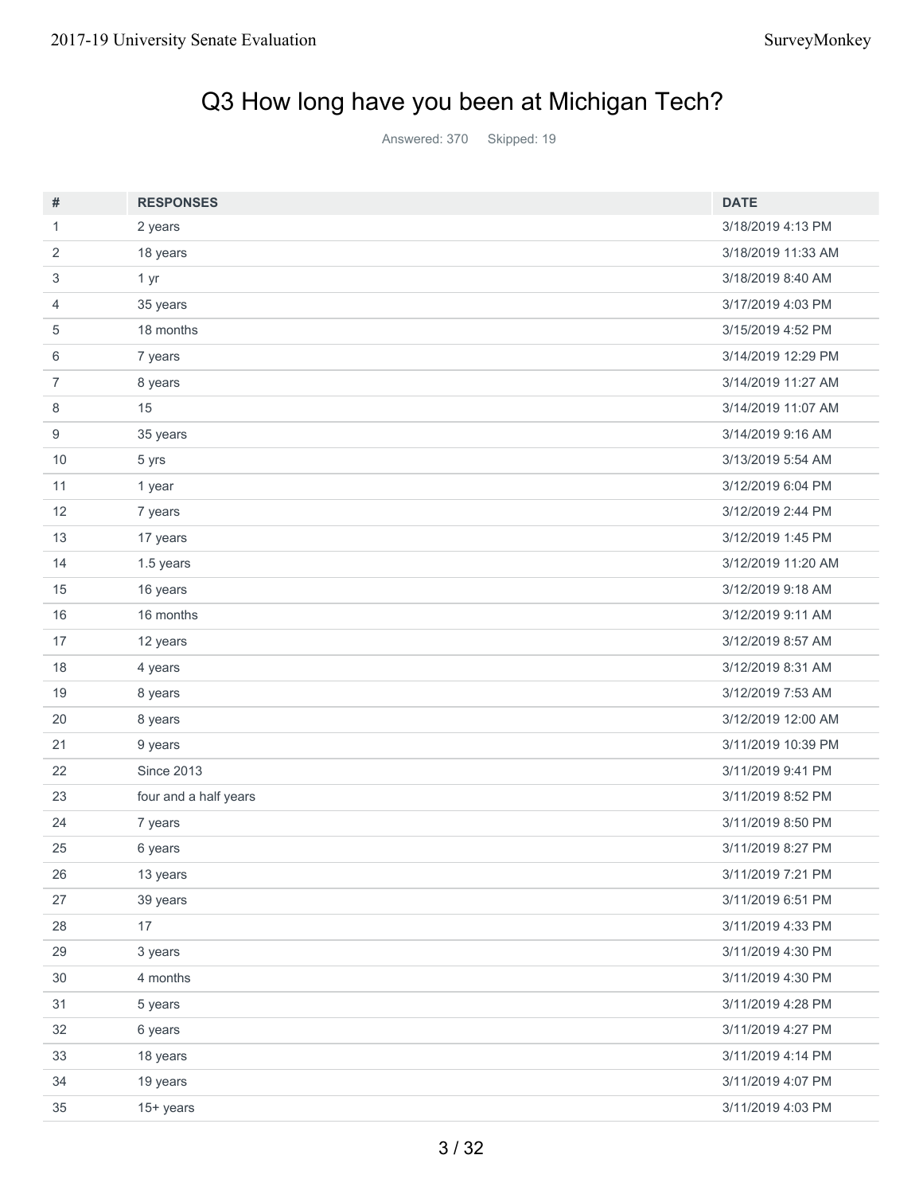## Q3 How long have you been at Michigan Tech?

Answered: 370 Skipped: 19

| # | RESPONSES | DATE |
|---|---|---|
| 1 | 2 years | 3/18/2019 4:13 PM |
| 2 | 18 years | 3/18/2019 11:33 AM |
| 3 | 1 yr | 3/18/2019 8:40 AM |
| 4 | 35 years | 3/17/2019 4:03 PM |
| 5 | 18 months | 3/15/2019 4:52 PM |
| 6 | 7 years | 3/14/2019 12:29 PM |
| 7 | 8 years | 3/14/2019 11:27 AM |
| 8 | 15 | 3/14/2019 11:07 AM |
| 9 | 35 years | 3/14/2019 9:16 AM |
| 10 | 5 yrs | 3/13/2019 5:54 AM |
| 11 | 1 year | 3/12/2019 6:04 PM |
| 12 | 7 years | 3/12/2019 2:44 PM |
| 13 | 17 years | 3/12/2019 1:45 PM |
| 14 | 1.5 years | 3/12/2019 11:20 AM |
| 15 | 16 years | 3/12/2019 9:18 AM |
| 16 | 16 months | 3/12/2019 9:11 AM |
| 17 | 12 years | 3/12/2019 8:57 AM |
| 18 | 4 years | 3/12/2019 8:31 AM |
| 19 | 8 years | 3/12/2019 7:53 AM |
| 20 | 8 years | 3/12/2019 12:00 AM |
| 21 | 9 years | 3/11/2019 10:39 PM |
| 22 | Since 2013 | 3/11/2019 9:41 PM |
| 23 | four and a half years | 3/11/2019 8:52 PM |
| 24 | 7 years | 3/11/2019 8:50 PM |
| 25 | 6 years | 3/11/2019 8:27 PM |
| 26 | 13 years | 3/11/2019 7:21 PM |
| 27 | 39 years | 3/11/2019 6:51 PM |
| 28 | 17 | 3/11/2019 4:33 PM |
| 29 | 3 years | 3/11/2019 4:30 PM |
| 30 | 4 months | 3/11/2019 4:30 PM |
| 31 | 5 years | 3/11/2019 4:28 PM |
| 32 | 6 years | 3/11/2019 4:27 PM |
| 33 | 18 years | 3/11/2019 4:14 PM |
| 34 | 19 years | 3/11/2019 4:07 PM |
| 35 | 15+ years | 3/11/2019 4:03 PM |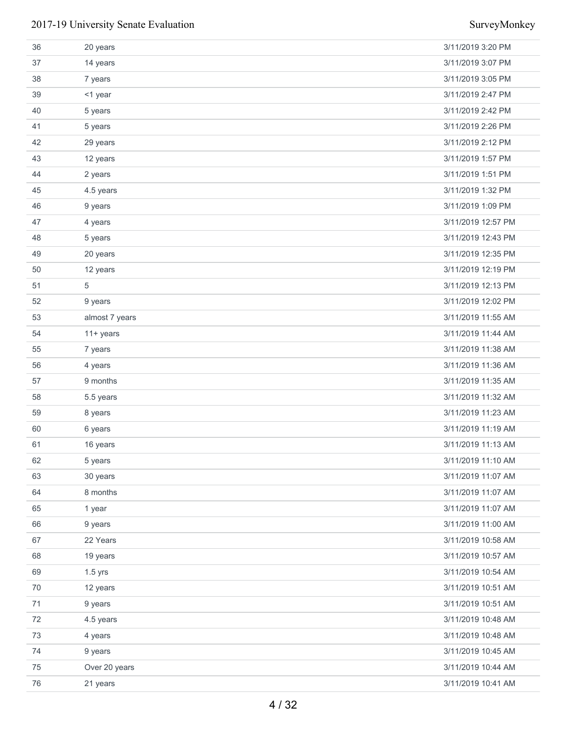| | | |
|---|---|---|
| 36 | 20 years | 3/11/2019 3:20 PM |
| 37 | 14 years | 3/11/2019 3:07 PM |
| 38 | 7 years | 3/11/2019 3:05 PM |
| 39 | <1 year | 3/11/2019 2:47 PM |
| 40 | 5 years | 3/11/2019 2:42 PM |
| 41 | 5 years | 3/11/2019 2:26 PM |
| 42 | 29 years | 3/11/2019 2:12 PM |
| 43 | 12 years | 3/11/2019 1:57 PM |
| 44 | 2 years | 3/11/2019 1:51 PM |
| 45 | 4.5 years | 3/11/2019 1:32 PM |
| 46 | 9 years | 3/11/2019 1:09 PM |
| 47 | 4 years | 3/11/2019 12:57 PM |
| 48 | 5 years | 3/11/2019 12:43 PM |
| 49 | 20 years | 3/11/2019 12:35 PM |
| 50 | 12 years | 3/11/2019 12:19 PM |
| 51 | 5 | 3/11/2019 12:13 PM |
| 52 | 9 years | 3/11/2019 12:02 PM |
| 53 | almost 7 years | 3/11/2019 11:55 AM |
| 54 | 11+ years | 3/11/2019 11:44 AM |
| 55 | 7 years | 3/11/2019 11:38 AM |
| 56 | 4 years | 3/11/2019 11:36 AM |
| 57 | 9 months | 3/11/2019 11:35 AM |
| 58 | 5.5 years | 3/11/2019 11:32 AM |
| 59 | 8 years | 3/11/2019 11:23 AM |
| 60 | 6 years | 3/11/2019 11:19 AM |
| 61 | 16 years | 3/11/2019 11:13 AM |
| 62 | 5 years | 3/11/2019 11:10 AM |
| 63 | 30 years | 3/11/2019 11:07 AM |
| 64 | 8 months | 3/11/2019 11:07 AM |
| 65 | 1 year | 3/11/2019 11:07 AM |
| 66 | 9 years | 3/11/2019 11:00 AM |
| 67 | 22 Years | 3/11/2019 10:58 AM |
| 68 | 19 years | 3/11/2019 10:57 AM |
| 69 | 1.5 yrs | 3/11/2019 10:54 AM |
| 70 | 12 years | 3/11/2019 10:51 AM |
| 71 | 9 years | 3/11/2019 10:51 AM |
| 72 | 4.5 years | 3/11/2019 10:48 AM |
| 73 | 4 years | 3/11/2019 10:48 AM |
| 74 | 9 years | 3/11/2019 10:45 AM |
| 75 | Over 20 years | 3/11/2019 10:44 AM |
| 76 | 21 years | 3/11/2019 10:41 AM |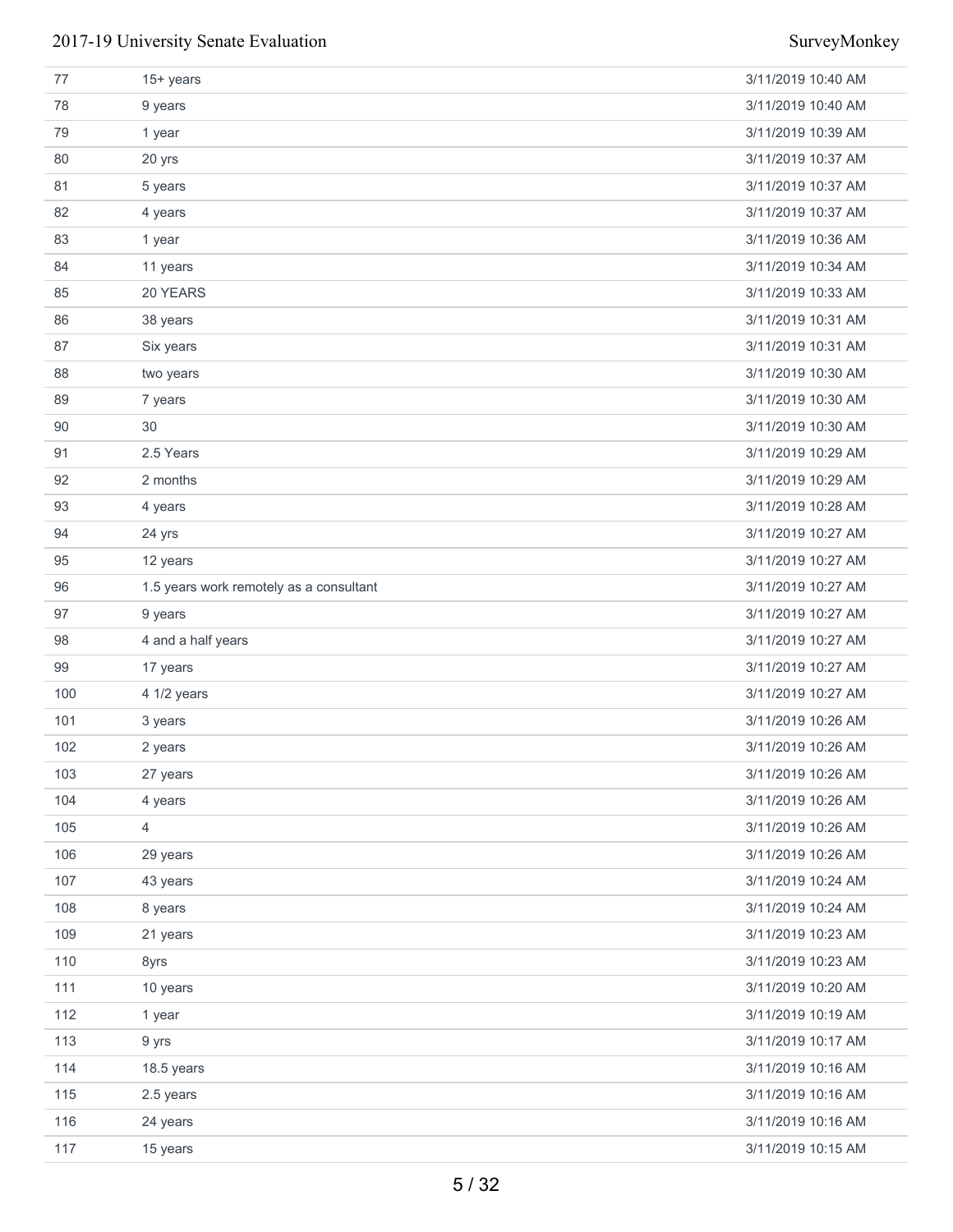| | | |
|---|---|---|
| 77 | 15+ years | 3/11/2019 10:40 AM |
| 78 | 9 years | 3/11/2019 10:40 AM |
| 79 | 1 year | 3/11/2019 10:39 AM |
| 80 | 20 yrs | 3/11/2019 10:37 AM |
| 81 | 5 years | 3/11/2019 10:37 AM |
| 82 | 4 years | 3/11/2019 10:37 AM |
| 83 | 1 year | 3/11/2019 10:36 AM |
| 84 | 11 years | 3/11/2019 10:34 AM |
| 85 | 20 YEARS | 3/11/2019 10:33 AM |
| 86 | 38 years | 3/11/2019 10:31 AM |
| 87 | Six years | 3/11/2019 10:31 AM |
| 88 | two years | 3/11/2019 10:30 AM |
| 89 | 7 years | 3/11/2019 10:30 AM |
| 90 | 30 | 3/11/2019 10:30 AM |
| 91 | 2.5 Years | 3/11/2019 10:29 AM |
| 92 | 2 months | 3/11/2019 10:29 AM |
| 93 | 4 years | 3/11/2019 10:28 AM |
| 94 | 24 yrs | 3/11/2019 10:27 AM |
| 95 | 12 years | 3/11/2019 10:27 AM |
| 96 | 1.5 years work remotely as a consultant | 3/11/2019 10:27 AM |
| 97 | 9 years | 3/11/2019 10:27 AM |
| 98 | 4 and a half years | 3/11/2019 10:27 AM |
| 99 | 17 years | 3/11/2019 10:27 AM |
| 100 | 4 1/2 years | 3/11/2019 10:27 AM |
| 101 | 3 years | 3/11/2019 10:26 AM |
| 102 | 2 years | 3/11/2019 10:26 AM |
| 103 | 27 years | 3/11/2019 10:26 AM |
| 104 | 4 years | 3/11/2019 10:26 AM |
| 105 | 4 | 3/11/2019 10:26 AM |
| 106 | 29 years | 3/11/2019 10:26 AM |
| 107 | 43 years | 3/11/2019 10:24 AM |
| 108 | 8 years | 3/11/2019 10:24 AM |
| 109 | 21 years | 3/11/2019 10:23 AM |
| 110 | 8yrs | 3/11/2019 10:23 AM |
| 111 | 10 years | 3/11/2019 10:20 AM |
| 112 | 1 year | 3/11/2019 10:19 AM |
| 113 | 9 yrs | 3/11/2019 10:17 AM |
| 114 | 18.5 years | 3/11/2019 10:16 AM |
| 115 | 2.5 years | 3/11/2019 10:16 AM |
| 116 | 24 years | 3/11/2019 10:16 AM |
| 117 | 15 years | 3/11/2019 10:15 AM |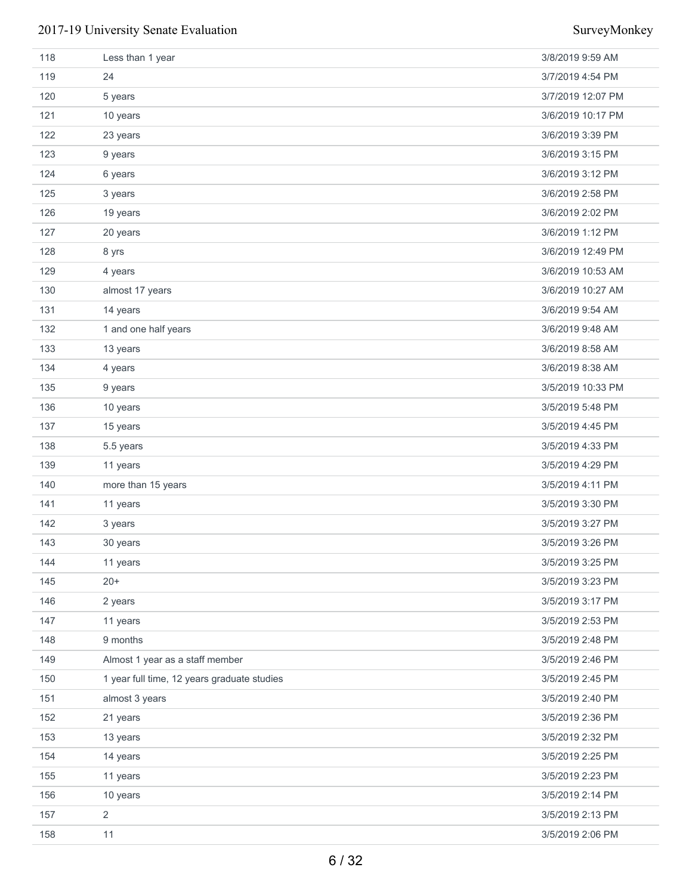| | | |
|---|---|---|
| 118 | Less than 1 year | 3/8/2019 9:59 AM |
| 119 | 24 | 3/7/2019 4:54 PM |
| 120 | 5 years | 3/7/2019 12:07 PM |
| 121 | 10 years | 3/6/2019 10:17 PM |
| 122 | 23 years | 3/6/2019 3:39 PM |
| 123 | 9 years | 3/6/2019 3:15 PM |
| 124 | 6 years | 3/6/2019 3:12 PM |
| 125 | 3 years | 3/6/2019 2:58 PM |
| 126 | 19 years | 3/6/2019 2:02 PM |
| 127 | 20 years | 3/6/2019 1:12 PM |
| 128 | 8 yrs | 3/6/2019 12:49 PM |
| 129 | 4 years | 3/6/2019 10:53 AM |
| 130 | almost 17 years | 3/6/2019 10:27 AM |
| 131 | 14 years | 3/6/2019 9:54 AM |
| 132 | 1 and one half years | 3/6/2019 9:48 AM |
| 133 | 13 years | 3/6/2019 8:58 AM |
| 134 | 4 years | 3/6/2019 8:38 AM |
| 135 | 9 years | 3/5/2019 10:33 PM |
| 136 | 10 years | 3/5/2019 5:48 PM |
| 137 | 15 years | 3/5/2019 4:45 PM |
| 138 | 5.5 years | 3/5/2019 4:33 PM |
| 139 | 11 years | 3/5/2019 4:29 PM |
| 140 | more than 15 years | 3/5/2019 4:11 PM |
| 141 | 11 years | 3/5/2019 3:30 PM |
| 142 | 3 years | 3/5/2019 3:27 PM |
| 143 | 30 years | 3/5/2019 3:26 PM |
| 144 | 11 years | 3/5/2019 3:25 PM |
| 145 | 20+ | 3/5/2019 3:23 PM |
| 146 | 2 years | 3/5/2019 3:17 PM |
| 147 | 11 years | 3/5/2019 2:53 PM |
| 148 | 9 months | 3/5/2019 2:48 PM |
| 149 | Almost 1 year as a staff member | 3/5/2019 2:46 PM |
| 150 | 1 year full time, 12 years graduate studies | 3/5/2019 2:45 PM |
| 151 | almost 3 years | 3/5/2019 2:40 PM |
| 152 | 21 years | 3/5/2019 2:36 PM |
| 153 | 13 years | 3/5/2019 2:32 PM |
| 154 | 14 years | 3/5/2019 2:25 PM |
| 155 | 11 years | 3/5/2019 2:23 PM |
| 156 | 10 years | 3/5/2019 2:14 PM |
| 157 | 2 | 3/5/2019 2:13 PM |
| 158 | 11 | 3/5/2019 2:06 PM |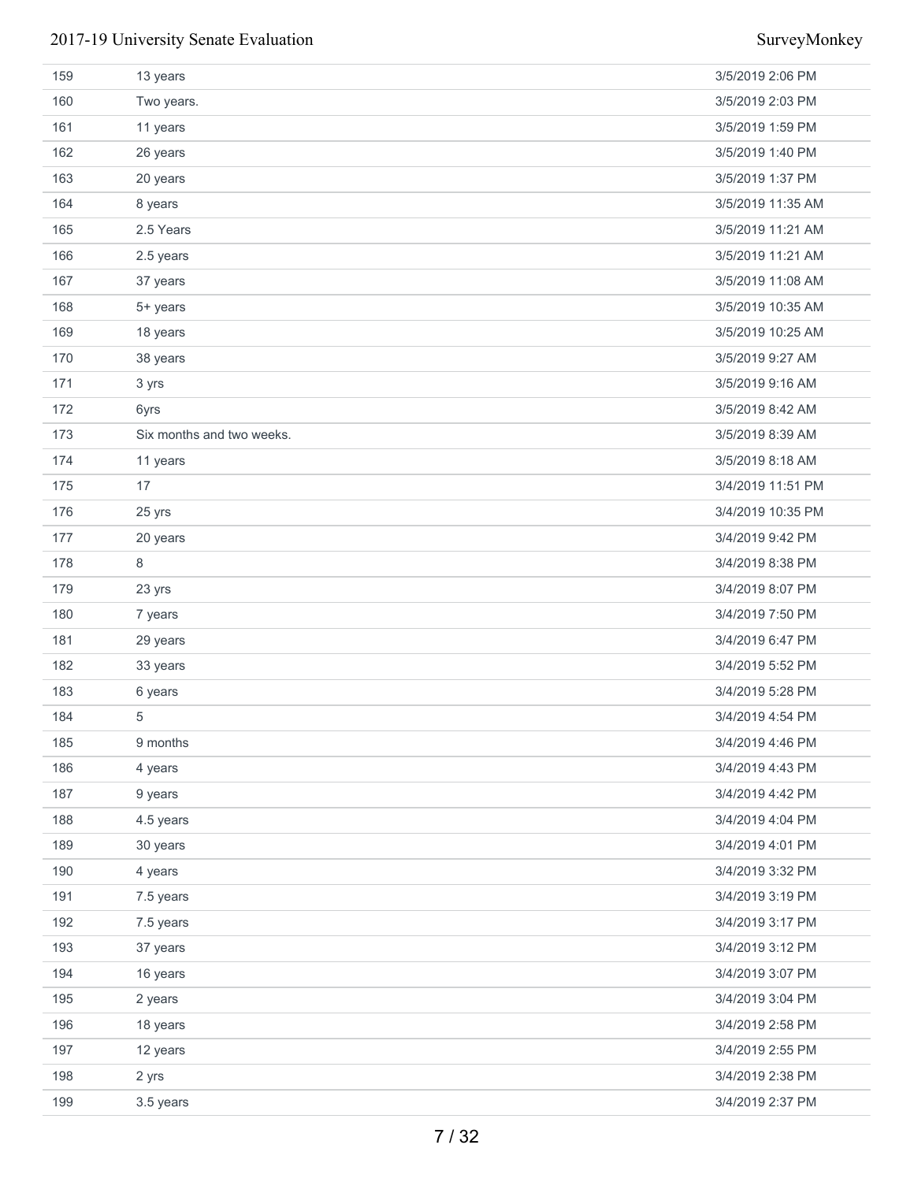| | | |
|---|---|---|
| 159 | 13 years | 3/5/2019 2:06 PM |
| 160 | Two years. | 3/5/2019 2:03 PM |
| 161 | 11 years | 3/5/2019 1:59 PM |
| 162 | 26 years | 3/5/2019 1:40 PM |
| 163 | 20 years | 3/5/2019 1:37 PM |
| 164 | 8 years | 3/5/2019 11:35 AM |
| 165 | 2.5 Years | 3/5/2019 11:21 AM |
| 166 | 2.5 years | 3/5/2019 11:21 AM |
| 167 | 37 years | 3/5/2019 11:08 AM |
| 168 | 5+ years | 3/5/2019 10:35 AM |
| 169 | 18 years | 3/5/2019 10:25 AM |
| 170 | 38 years | 3/5/2019 9:27 AM |
| 171 | 3 yrs | 3/5/2019 9:16 AM |
| 172 | 6yrs | 3/5/2019 8:42 AM |
| 173 | Six months and two weeks. | 3/5/2019 8:39 AM |
| 174 | 11 years | 3/5/2019 8:18 AM |
| 175 | 17 | 3/4/2019 11:51 PM |
| 176 | 25 yrs | 3/4/2019 10:35 PM |
| 177 | 20 years | 3/4/2019 9:42 PM |
| 178 | 8 | 3/4/2019 8:38 PM |
| 179 | 23 yrs | 3/4/2019 8:07 PM |
| 180 | 7 years | 3/4/2019 7:50 PM |
| 181 | 29 years | 3/4/2019 6:47 PM |
| 182 | 33 years | 3/4/2019 5:52 PM |
| 183 | 6 years | 3/4/2019 5:28 PM |
| 184 | 5 | 3/4/2019 4:54 PM |
| 185 | 9 months | 3/4/2019 4:46 PM |
| 186 | 4 years | 3/4/2019 4:43 PM |
| 187 | 9 years | 3/4/2019 4:42 PM |
| 188 | 4.5 years | 3/4/2019 4:04 PM |
| 189 | 30 years | 3/4/2019 4:01 PM |
| 190 | 4 years | 3/4/2019 3:32 PM |
| 191 | 7.5 years | 3/4/2019 3:19 PM |
| 192 | 7.5 years | 3/4/2019 3:17 PM |
| 193 | 37 years | 3/4/2019 3:12 PM |
| 194 | 16 years | 3/4/2019 3:07 PM |
| 195 | 2 years | 3/4/2019 3:04 PM |
| 196 | 18 years | 3/4/2019 2:58 PM |
| 197 | 12 years | 3/4/2019 2:55 PM |
| 198 | 2 yrs | 3/4/2019 2:38 PM |
| 199 | 3.5 years | 3/4/2019 2:37 PM |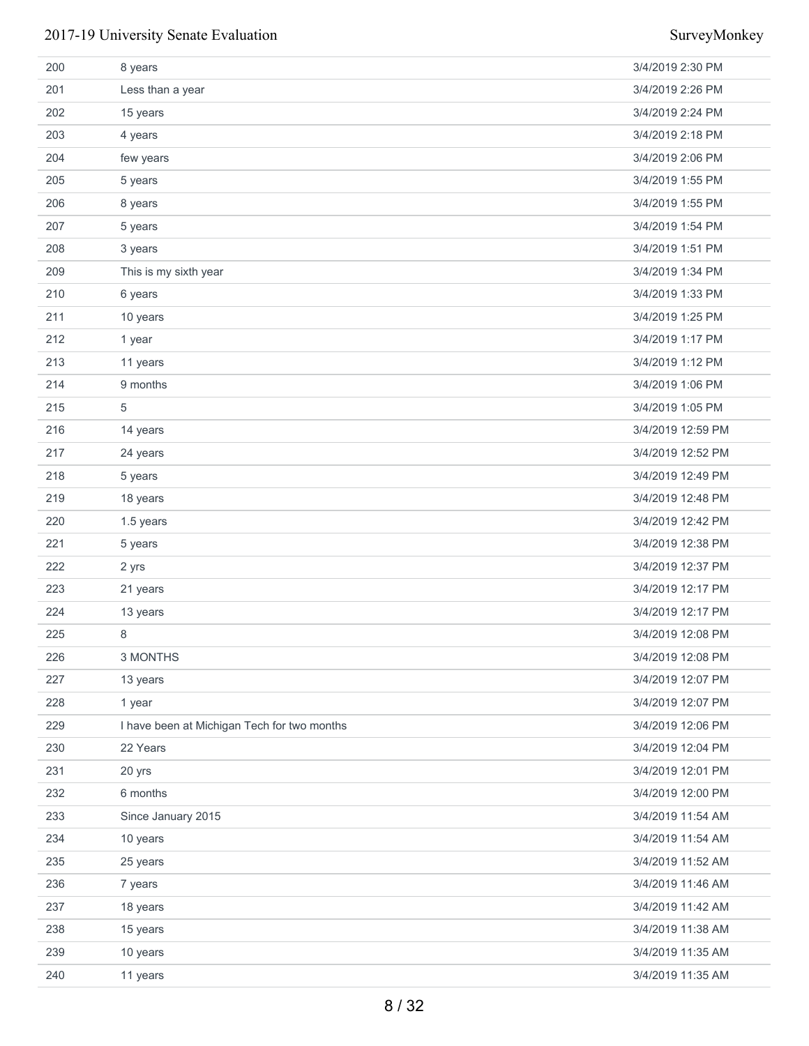| | | |
|---|---|---|
| 200 | 8 years | 3/4/2019 2:30 PM |
| 201 | Less than a year | 3/4/2019 2:26 PM |
| 202 | 15 years | 3/4/2019 2:24 PM |
| 203 | 4 years | 3/4/2019 2:18 PM |
| 204 | few years | 3/4/2019 2:06 PM |
| 205 | 5 years | 3/4/2019 1:55 PM |
| 206 | 8 years | 3/4/2019 1:55 PM |
| 207 | 5 years | 3/4/2019 1:54 PM |
| 208 | 3 years | 3/4/2019 1:51 PM |
| 209 | This is my sixth year | 3/4/2019 1:34 PM |
| 210 | 6 years | 3/4/2019 1:33 PM |
| 211 | 10 years | 3/4/2019 1:25 PM |
| 212 | 1 year | 3/4/2019 1:17 PM |
| 213 | 11 years | 3/4/2019 1:12 PM |
| 214 | 9 months | 3/4/2019 1:06 PM |
| 215 | 5 | 3/4/2019 1:05 PM |
| 216 | 14 years | 3/4/2019 12:59 PM |
| 217 | 24 years | 3/4/2019 12:52 PM |
| 218 | 5 years | 3/4/2019 12:49 PM |
| 219 | 18 years | 3/4/2019 12:48 PM |
| 220 | 1.5 years | 3/4/2019 12:42 PM |
| 221 | 5 years | 3/4/2019 12:38 PM |
| 222 | 2 yrs | 3/4/2019 12:37 PM |
| 223 | 21 years | 3/4/2019 12:17 PM |
| 224 | 13 years | 3/4/2019 12:17 PM |
| 225 | 8 | 3/4/2019 12:08 PM |
| 226 | 3 MONTHS | 3/4/2019 12:08 PM |
| 227 | 13 years | 3/4/2019 12:07 PM |
| 228 | 1 year | 3/4/2019 12:07 PM |
| 229 | I have been at Michigan Tech for two months | 3/4/2019 12:06 PM |
| 230 | 22 Years | 3/4/2019 12:04 PM |
| 231 | 20 yrs | 3/4/2019 12:01 PM |
| 232 | 6 months | 3/4/2019 12:00 PM |
| 233 | Since January 2015 | 3/4/2019 11:54 AM |
| 234 | 10 years | 3/4/2019 11:54 AM |
| 235 | 25 years | 3/4/2019 11:52 AM |
| 236 | 7 years | 3/4/2019 11:46 AM |
| 237 | 18 years | 3/4/2019 11:42 AM |
| 238 | 15 years | 3/4/2019 11:38 AM |
| 239 | 10 years | 3/4/2019 11:35 AM |
| 240 | 11 years | 3/4/2019 11:35 AM |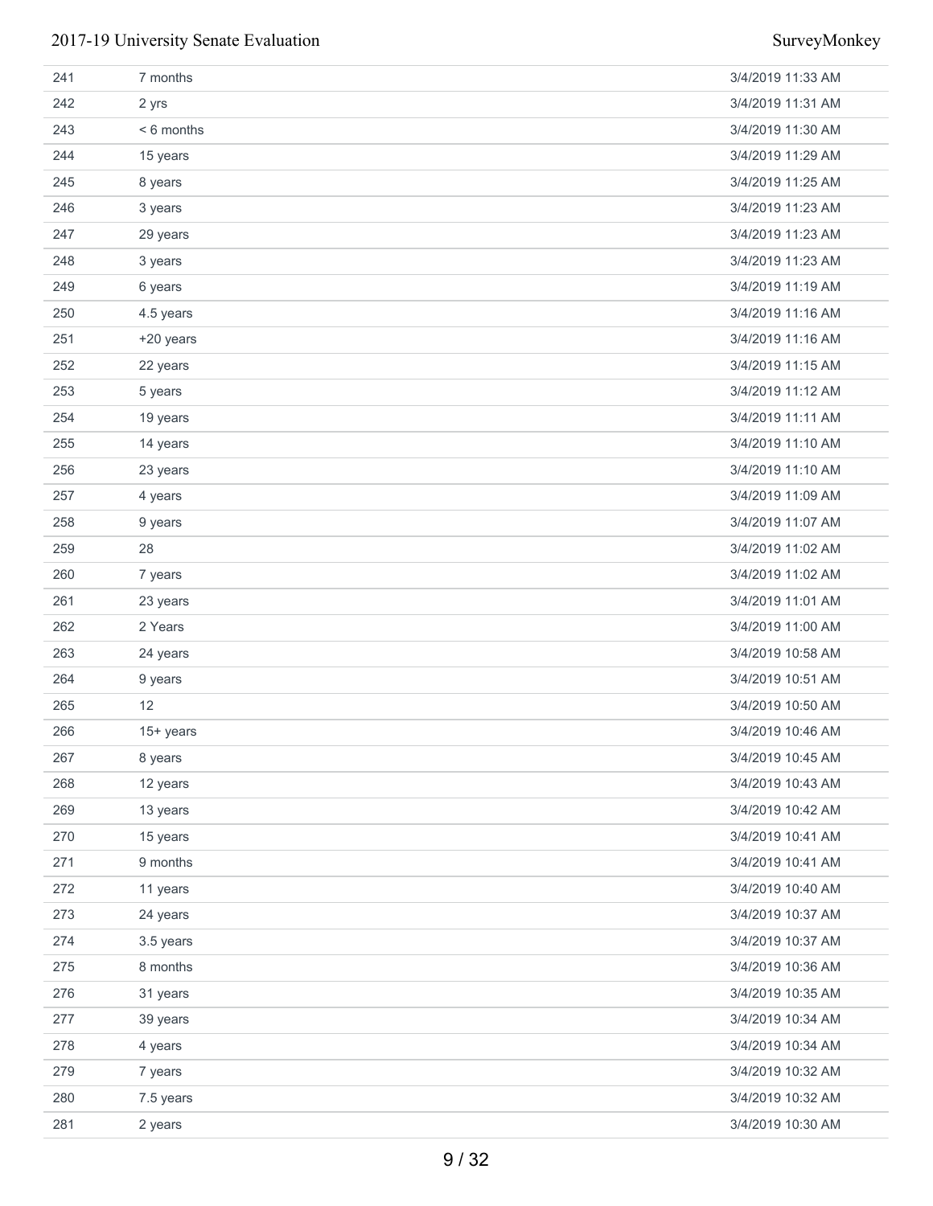| | | |
|---|---|---|
| 241 | 7 months | 3/4/2019 11:33 AM |
| 242 | 2 yrs | 3/4/2019 11:31 AM |
| 243 | < 6 months | 3/4/2019 11:30 AM |
| 244 | 15 years | 3/4/2019 11:29 AM |
| 245 | 8 years | 3/4/2019 11:25 AM |
| 246 | 3 years | 3/4/2019 11:23 AM |
| 247 | 29 years | 3/4/2019 11:23 AM |
| 248 | 3 years | 3/4/2019 11:23 AM |
| 249 | 6 years | 3/4/2019 11:19 AM |
| 250 | 4.5 years | 3/4/2019 11:16 AM |
| 251 | +20 years | 3/4/2019 11:16 AM |
| 252 | 22 years | 3/4/2019 11:15 AM |
| 253 | 5 years | 3/4/2019 11:12 AM |
| 254 | 19 years | 3/4/2019 11:11 AM |
| 255 | 14 years | 3/4/2019 11:10 AM |
| 256 | 23 years | 3/4/2019 11:10 AM |
| 257 | 4 years | 3/4/2019 11:09 AM |
| 258 | 9 years | 3/4/2019 11:07 AM |
| 259 | 28 | 3/4/2019 11:02 AM |
| 260 | 7 years | 3/4/2019 11:02 AM |
| 261 | 23 years | 3/4/2019 11:01 AM |
| 262 | 2 Years | 3/4/2019 11:00 AM |
| 263 | 24 years | 3/4/2019 10:58 AM |
| 264 | 9 years | 3/4/2019 10:51 AM |
| 265 | 12 | 3/4/2019 10:50 AM |
| 266 | 15+ years | 3/4/2019 10:46 AM |
| 267 | 8 years | 3/4/2019 10:45 AM |
| 268 | 12 years | 3/4/2019 10:43 AM |
| 269 | 13 years | 3/4/2019 10:42 AM |
| 270 | 15 years | 3/4/2019 10:41 AM |
| 271 | 9 months | 3/4/2019 10:41 AM |
| 272 | 11 years | 3/4/2019 10:40 AM |
| 273 | 24 years | 3/4/2019 10:37 AM |
| 274 | 3.5 years | 3/4/2019 10:37 AM |
| 275 | 8 months | 3/4/2019 10:36 AM |
| 276 | 31 years | 3/4/2019 10:35 AM |
| 277 | 39 years | 3/4/2019 10:34 AM |
| 278 | 4 years | 3/4/2019 10:34 AM |
| 279 | 7 years | 3/4/2019 10:32 AM |
| 280 | 7.5 years | 3/4/2019 10:32 AM |
| 281 | 2 years | 3/4/2019 10:30 AM |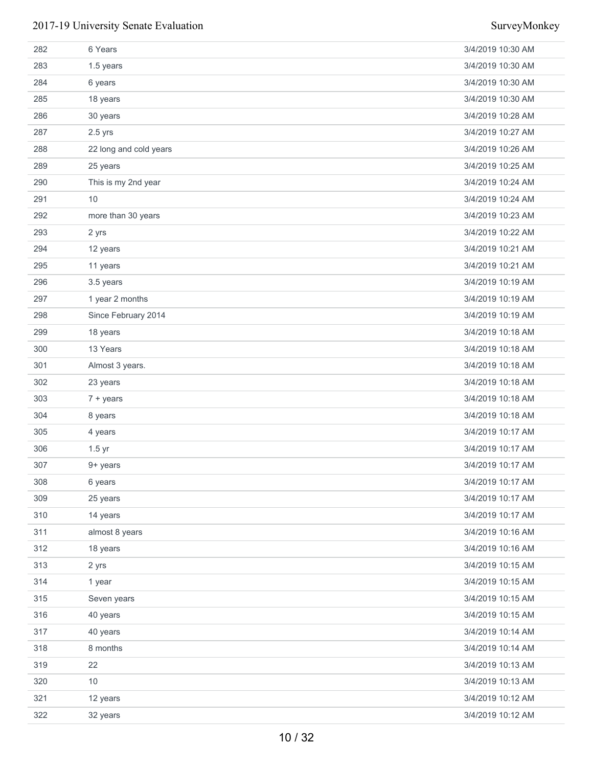| | | |
|---|---|---|
| 282 | 6 Years | 3/4/2019 10:30 AM |
| 283 | 1.5 years | 3/4/2019 10:30 AM |
| 284 | 6 years | 3/4/2019 10:30 AM |
| 285 | 18 years | 3/4/2019 10:30 AM |
| 286 | 30 years | 3/4/2019 10:28 AM |
| 287 | 2.5 yrs | 3/4/2019 10:27 AM |
| 288 | 22 long and cold years | 3/4/2019 10:26 AM |
| 289 | 25 years | 3/4/2019 10:25 AM |
| 290 | This is my 2nd year | 3/4/2019 10:24 AM |
| 291 | 10 | 3/4/2019 10:24 AM |
| 292 | more than 30 years | 3/4/2019 10:23 AM |
| 293 | 2 yrs | 3/4/2019 10:22 AM |
| 294 | 12 years | 3/4/2019 10:21 AM |
| 295 | 11 years | 3/4/2019 10:21 AM |
| 296 | 3.5 years | 3/4/2019 10:19 AM |
| 297 | 1 year 2 months | 3/4/2019 10:19 AM |
| 298 | Since February 2014 | 3/4/2019 10:19 AM |
| 299 | 18 years | 3/4/2019 10:18 AM |
| 300 | 13 Years | 3/4/2019 10:18 AM |
| 301 | Almost 3 years. | 3/4/2019 10:18 AM |
| 302 | 23 years | 3/4/2019 10:18 AM |
| 303 | 7 + years | 3/4/2019 10:18 AM |
| 304 | 8 years | 3/4/2019 10:18 AM |
| 305 | 4 years | 3/4/2019 10:17 AM |
| 306 | 1.5 yr | 3/4/2019 10:17 AM |
| 307 | 9+ years | 3/4/2019 10:17 AM |
| 308 | 6 years | 3/4/2019 10:17 AM |
| 309 | 25 years | 3/4/2019 10:17 AM |
| 310 | 14 years | 3/4/2019 10:17 AM |
| 311 | almost 8 years | 3/4/2019 10:16 AM |
| 312 | 18 years | 3/4/2019 10:16 AM |
| 313 | 2 yrs | 3/4/2019 10:15 AM |
| 314 | 1 year | 3/4/2019 10:15 AM |
| 315 | Seven years | 3/4/2019 10:15 AM |
| 316 | 40 years | 3/4/2019 10:15 AM |
| 317 | 40 years | 3/4/2019 10:14 AM |
| 318 | 8 months | 3/4/2019 10:14 AM |
| 319 | 22 | 3/4/2019 10:13 AM |
| 320 | 10 | 3/4/2019 10:13 AM |
| 321 | 12 years | 3/4/2019 10:12 AM |
| 322 | 32 years | 3/4/2019 10:12 AM |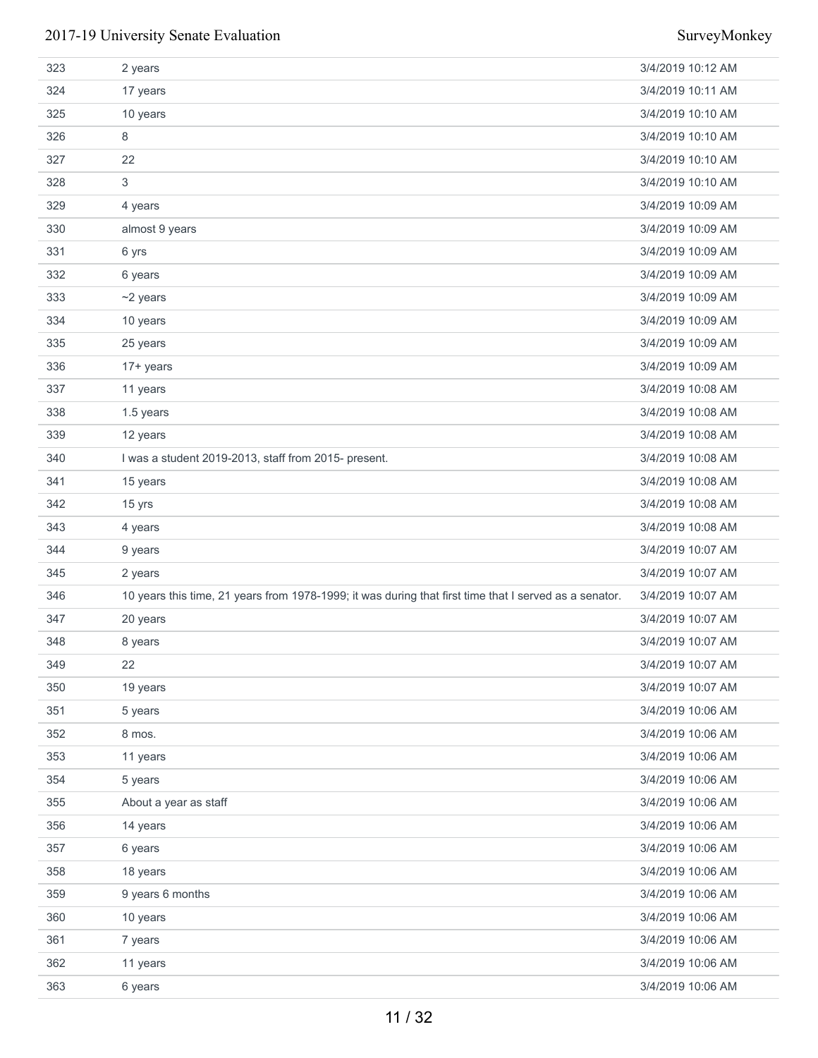| | | |
|---|---|---|
| 323 | 2 years | 3/4/2019 10:12 AM |
| 324 | 17 years | 3/4/2019 10:11 AM |
| 325 | 10 years | 3/4/2019 10:10 AM |
| 326 | 8 | 3/4/2019 10:10 AM |
| 327 | 22 | 3/4/2019 10:10 AM |
| 328 | 3 | 3/4/2019 10:10 AM |
| 329 | 4 years | 3/4/2019 10:09 AM |
| 330 | almost 9 years | 3/4/2019 10:09 AM |
| 331 | 6 yrs | 3/4/2019 10:09 AM |
| 332 | 6 years | 3/4/2019 10:09 AM |
| 333 | ~2 years | 3/4/2019 10:09 AM |
| 334 | 10 years | 3/4/2019 10:09 AM |
| 335 | 25 years | 3/4/2019 10:09 AM |
| 336 | 17+ years | 3/4/2019 10:09 AM |
| 337 | 11 years | 3/4/2019 10:08 AM |
| 338 | 1.5 years | 3/4/2019 10:08 AM |
| 339 | 12 years | 3/4/2019 10:08 AM |
| 340 | I was a student 2019-2013, staff from 2015- present. | 3/4/2019 10:08 AM |
| 341 | 15 years | 3/4/2019 10:08 AM |
| 342 | 15 yrs | 3/4/2019 10:08 AM |
| 343 | 4 years | 3/4/2019 10:08 AM |
| 344 | 9 years | 3/4/2019 10:07 AM |
| 345 | 2 years | 3/4/2019 10:07 AM |
| 346 | 10 years this time, 21 years from 1978-1999; it was during that first time that I served as a senator. | 3/4/2019 10:07 AM |
| 347 | 20 years | 3/4/2019 10:07 AM |
| 348 | 8 years | 3/4/2019 10:07 AM |
| 349 | 22 | 3/4/2019 10:07 AM |
| 350 | 19 years | 3/4/2019 10:07 AM |
| 351 | 5 years | 3/4/2019 10:06 AM |
| 352 | 8 mos. | 3/4/2019 10:06 AM |
| 353 | 11 years | 3/4/2019 10:06 AM |
| 354 | 5 years | 3/4/2019 10:06 AM |
| 355 | About a year as staff | 3/4/2019 10:06 AM |
| 356 | 14 years | 3/4/2019 10:06 AM |
| 357 | 6 years | 3/4/2019 10:06 AM |
| 358 | 18 years | 3/4/2019 10:06 AM |
| 359 | 9 years 6 months | 3/4/2019 10:06 AM |
| 360 | 10 years | 3/4/2019 10:06 AM |
| 361 | 7 years | 3/4/2019 10:06 AM |
| 362 | 11 years | 3/4/2019 10:06 AM |
| 363 | 6 years | 3/4/2019 10:06 AM |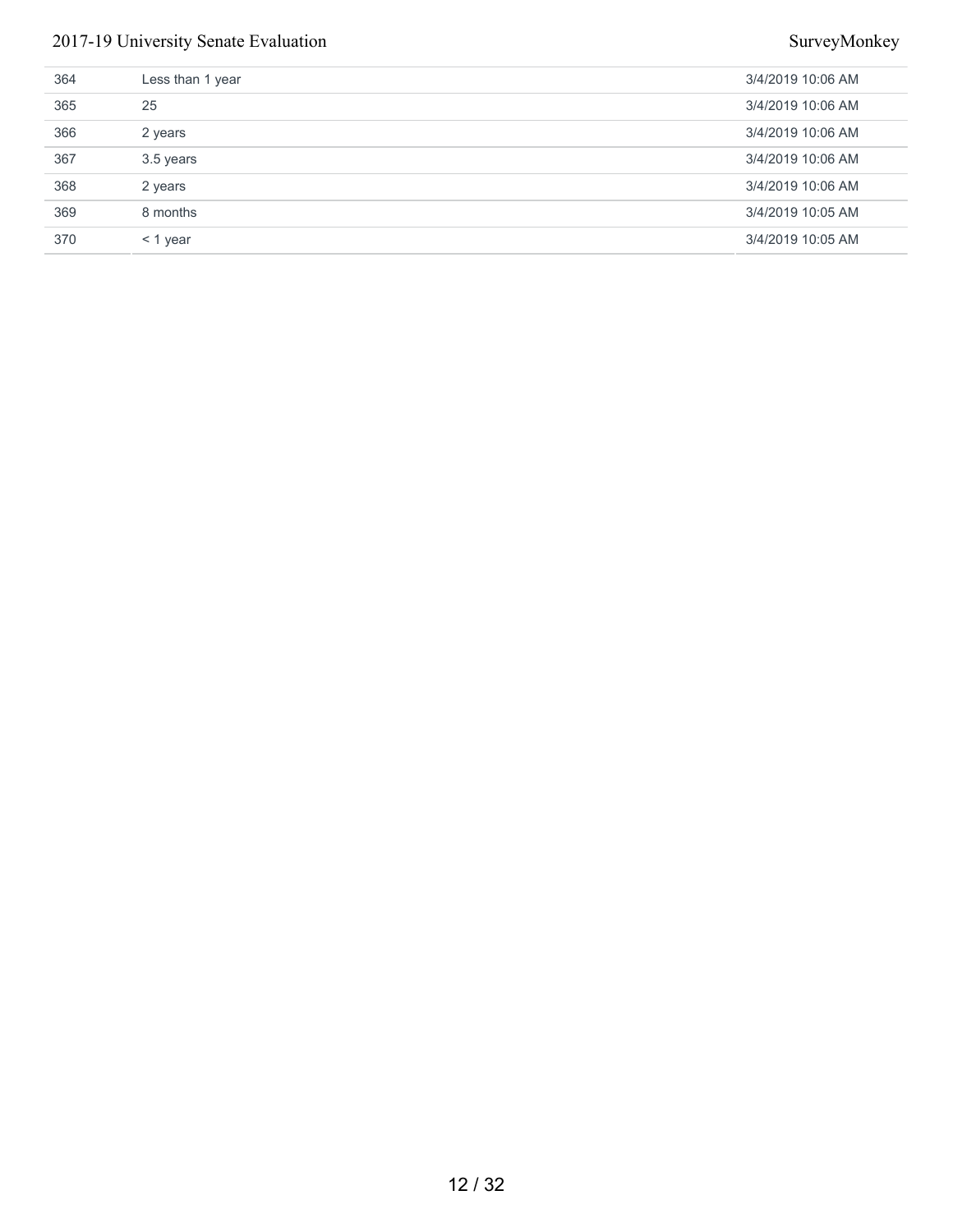| | | |
|---|---|---|
| 364 | Less than 1 year | 3/4/2019 10:06 AM |
| 365 | 25 | 3/4/2019 10:06 AM |
| 366 | 2 years | 3/4/2019 10:06 AM |
| 367 | 3.5 years | 3/4/2019 10:06 AM |
| 368 | 2 years | 3/4/2019 10:06 AM |
| 369 | 8 months | 3/4/2019 10:05 AM |
| 370 | < 1 year | 3/4/2019 10:05 AM |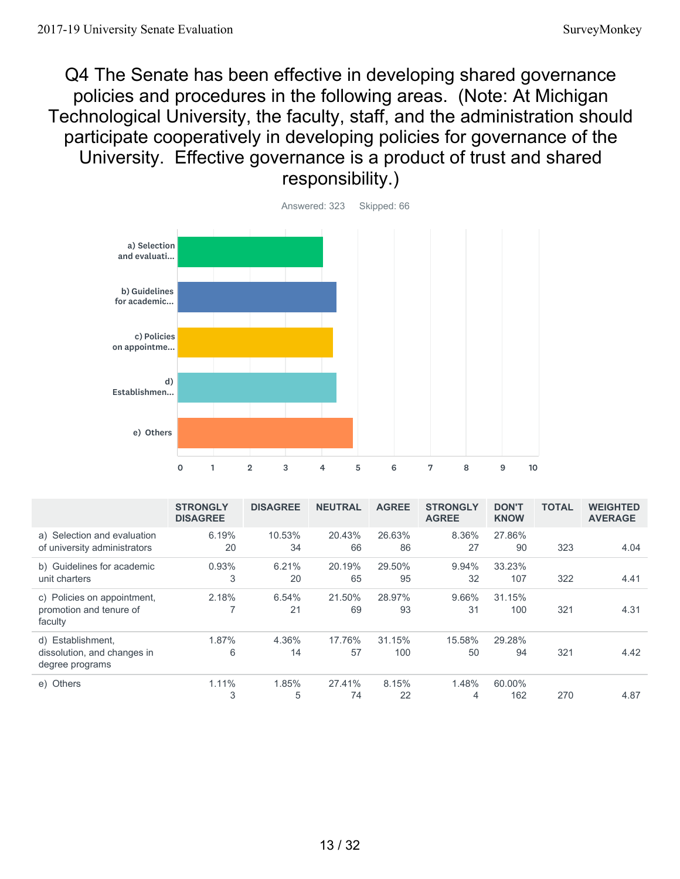# Q4 The Senate has been effective in developing shared governance policies and procedures in the following areas. (Note: At Michigan Technological University, the faculty, staff, and the administration should participate cooperatively in developing policies for governance of the University. Effective governance is a product of trust and shared responsibility.)

Answered: 323 Skipped: 66

| | STRONGLY DISAGREE | DISAGREE | NEUTRAL | AGREE | STRONGLY AGREE | DON'T KNOW | TOTAL | WEIGHTED AVERAGE |
|---|---|---|---|---|---|---|---|---|
| a) Selection and evaluation of university administrators | 6.19%<br>20 | 10.53%<br>34 | 20.43%<br>66 | 26.63%<br>86 | 8.36%<br>27 | 27.86%<br>90 | 323 | 4.04 |
| b) Guidelines for academic unit charters | 0.93%<br>3 | 6.21%<br>20 | 20.19%<br>65 | 29.50%<br>95 | 9.94%<br>32 | 33.23%<br>107 | 322 | 4.41 |
| c) Policies on appointment, promotion and tenure of faculty | 2.18%<br>7 | 6.54%<br>21 | 21.50%<br>69 | 28.97%<br>93 | 9.66%<br>31 | 31.15%<br>100 | 321 | 4.31 |
| d) Establishment, dissolution, and changes in degree programs | 1.87%<br>6 | 4.36%<br>14 | 17.76%<br>57 | 31.15%<br>100 | 15.58%<br>50 | 29.28%<br>94 | 321 | 4.42 |
| e) Others | 1.11%<br>3 | 1.85%<br>5 | 27.41%<br>74 | 8.15%<br>22 | 1.48%<br>4 | 60.00%<br>162 | 270 | 4.87 |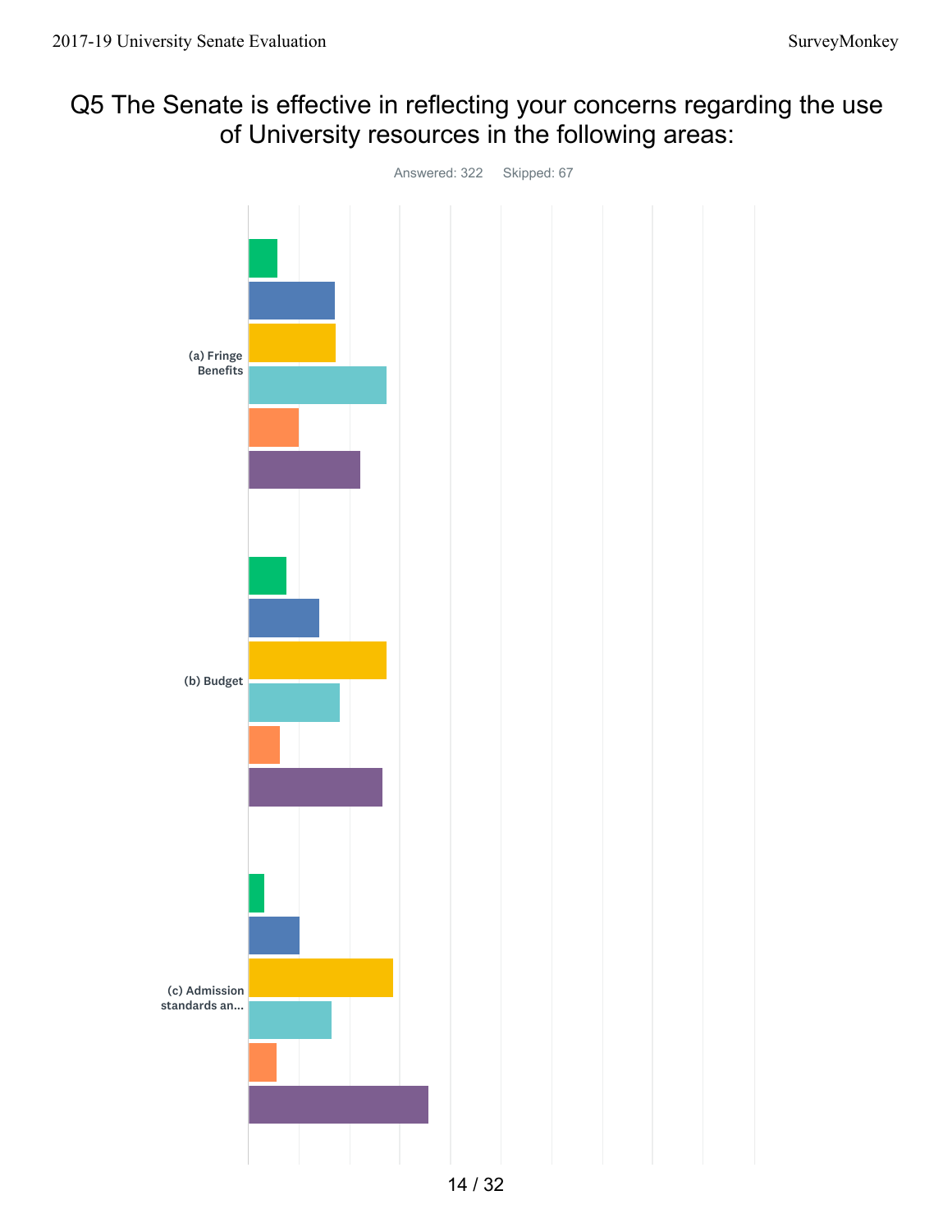# Q5 The Senate is effective in reflecting your concerns regarding the use of University resources in the following areas:

Answered: 322 Skipped: 67

(a) Fringe Benefits

(b) Budget

(c) Admission standards an...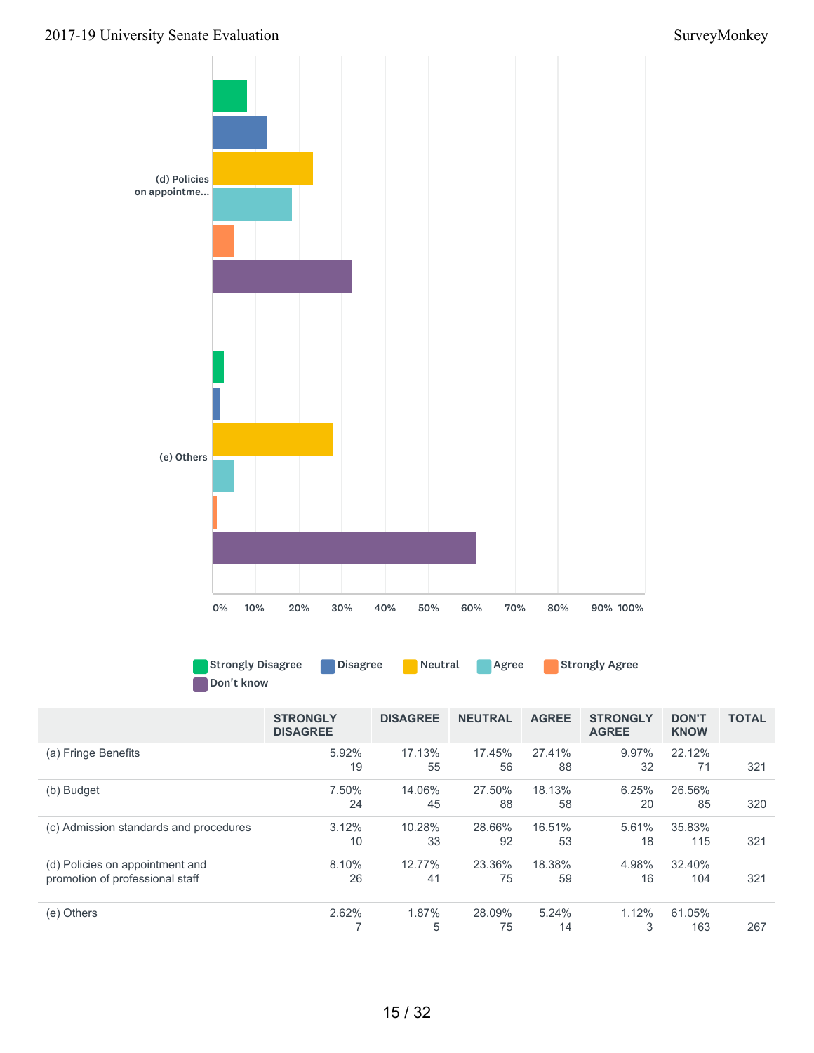|  | STRONGLY DISAGREE | DISAGREE | NEUTRAL | AGREE | STRONGLY AGREE | DON'T KNOW | TOTAL |
|---|---|---|---|---|---|---|---|
| (a) Fringe Benefits | 5.92%<br>19 | 17.13%<br>55 | 17.45%<br>56 | 27.41%<br>88 | 9.97%<br>32 | 22.12%<br>71 | 321 |
| (b) Budget | 7.50%<br>24 | 14.06%<br>45 | 27.50%<br>88 | 18.13%<br>58 | 6.25%<br>20 | 26.56%<br>85 | 320 |
| (c) Admission standards and procedures | 3.12%<br>10 | 10.28%<br>33 | 28.66%<br>92 | 16.51%<br>53 | 5.61%<br>18 | 35.83%<br>115 | 321 |
| (d) Policies on appointment and promotion of professional staff | 8.10%<br>26 | 12.77%<br>41 | 23.36%<br>75 | 18.38%<br>59 | 4.98%<br>16 | 32.40%<br>104 | 321 |
| (e) Others | 2.62%<br>7 | 1.87%<br>5 | 28.09%<br>75 | 5.24%<br>14 | 1.12%<br>3 | 61.05%<br>163 | 267 |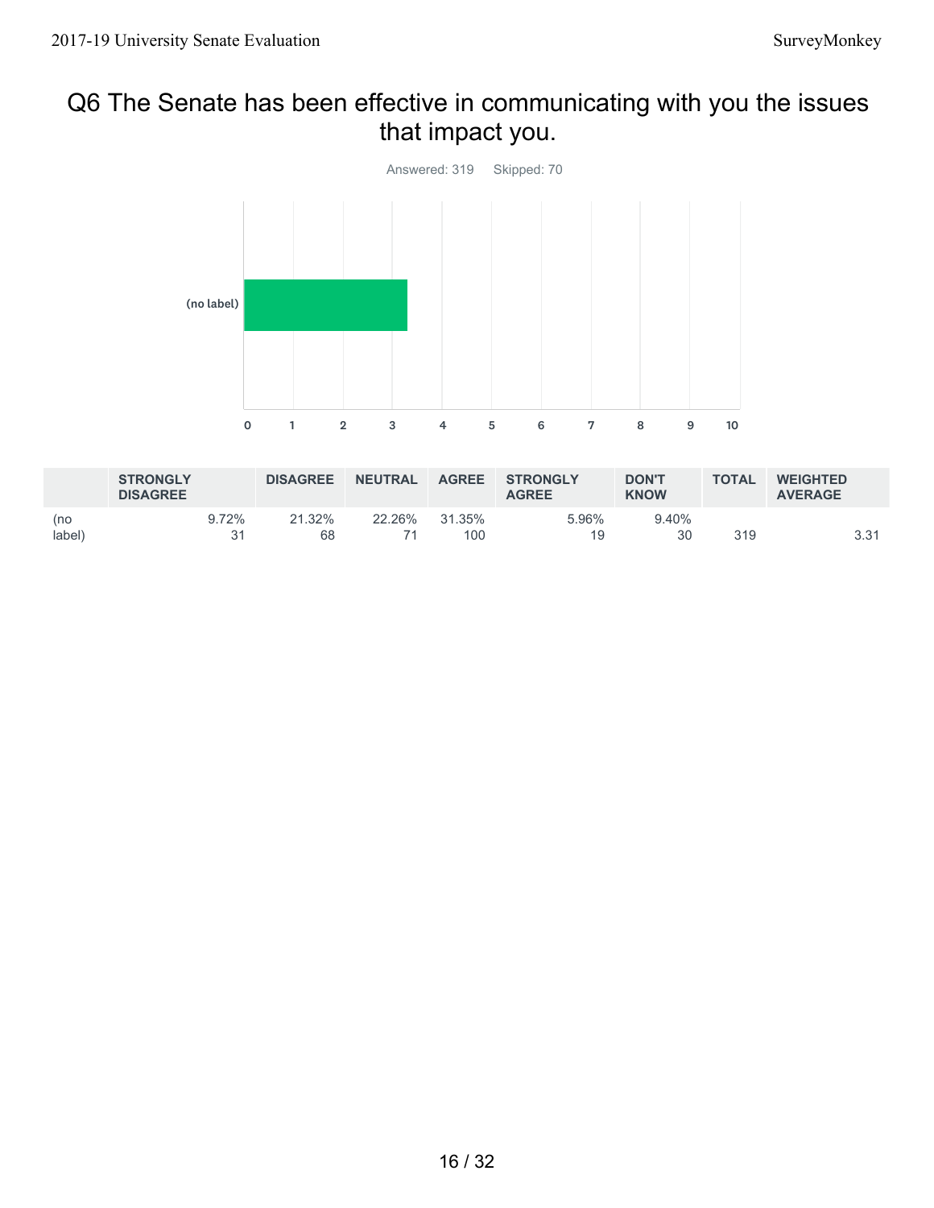## Q6 The Senate has been effective in communicating with you the issues that impact you.

Answered: 319 Skipped: 70

|  | STRONGLY DISAGREE | DISAGREE | NEUTRAL | AGREE | STRONGLY AGREE | DON'T KNOW | TOTAL | WEIGHTED AVERAGE |
|---|---|---|---|---|---|---|---|---|
| (no label) | 9.72%<br>31 | 21.32%<br>68 | 22.26%<br>71 | 31.35%<br>100 | 5.96%<br>19 | 9.40%<br>30 | 319 | 3.31 |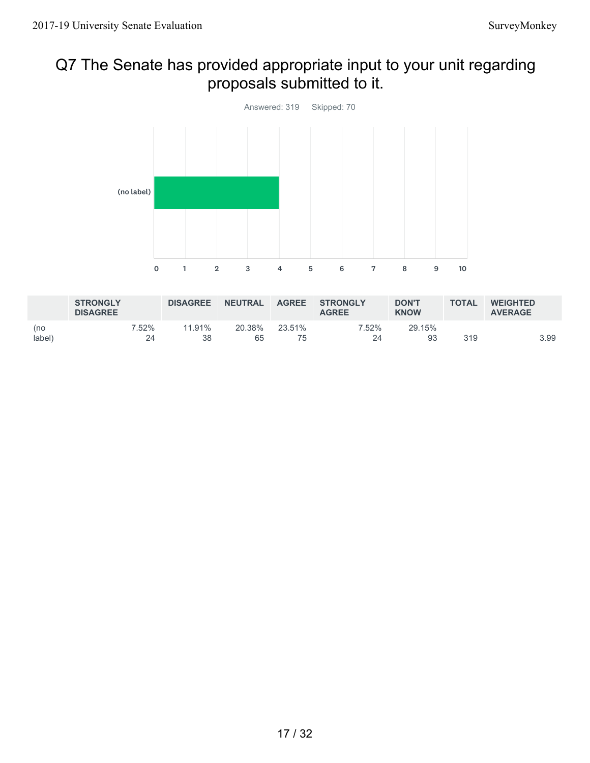# Q7 The Senate has provided appropriate input to your unit regarding proposals submitted to it.

Answered: 319 Skipped: 70

|  | STRONGLY DISAGREE | DISAGREE | NEUTRAL | AGREE | STRONGLY AGREE | DON'T KNOW | TOTAL | WEIGHTED AVERAGE |
|---|---|---|---|---|---|---|---|---|
| (no label) | 7.52% 24 | 11.91% 38 | 20.38% 65 | 23.51% 75 | 7.52% 24 | 29.15% 93 | 319 | 3.99 |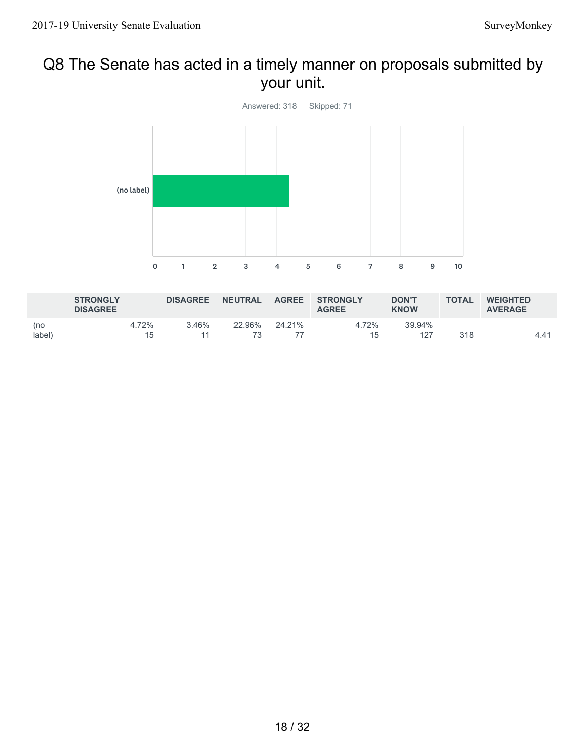## Q8 The Senate has acted in a timely manner on proposals submitted by your unit.

Answered: 318 Skipped: 71

| | STRONGLY DISAGREE | DISAGREE | NEUTRAL | AGREE | STRONGLY AGREE | DON'T KNOW | TOTAL | WEIGHTED AVERAGE |
|---|---|---|---|---|---|---|---|---|
| (no label) | 4.72% 15 | 3.46% 11 | 22.96% 73 | 24.21% 77 | 4.72% 15 | 39.94% 127 | 318 | 4.41 |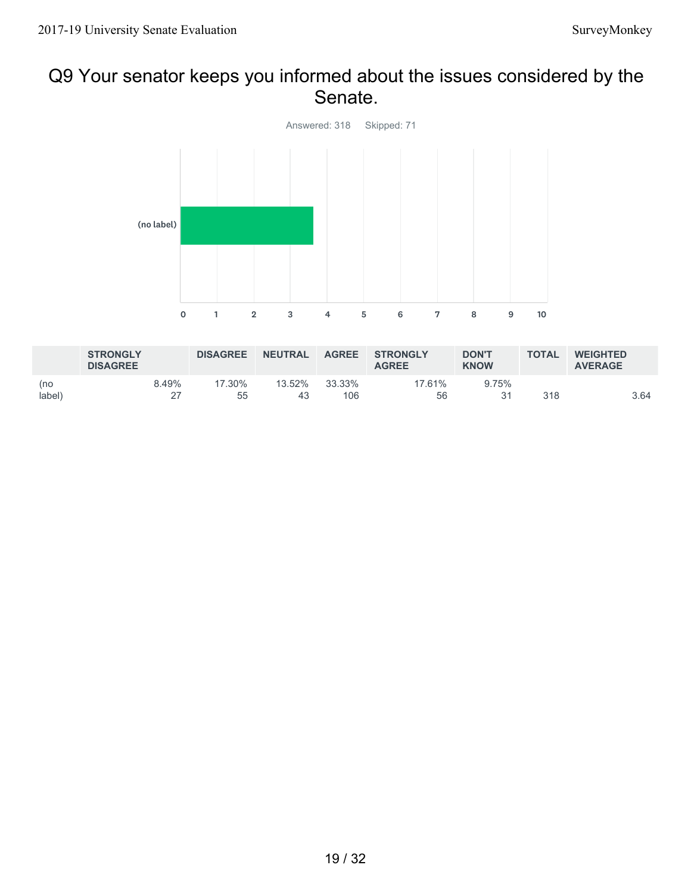## Q9 Your senator keeps you informed about the issues considered by the Senate.

Answered: 318 Skipped: 71

| | STRONGLY DISAGREE | DISAGREE | NEUTRAL | AGREE | STRONGLY AGREE | DON'T KNOW | TOTAL | WEIGHTED AVERAGE |
|---|---|---|---|---|---|---|---|---|
| (no label) | 8.49%<br>27 | 17.30%<br>55 | 13.52%<br>43 | 33.33%<br>106 | 17.61%<br>56 | 9.75%<br>31 | 318 | 3.64 |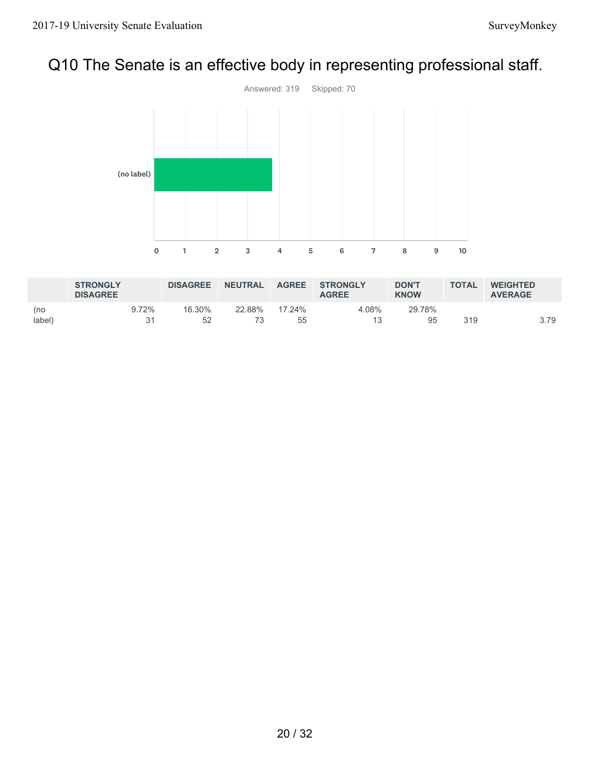# Q10 The Senate is an effective body in representing professional staff.

Answered: 319 Skipped: 70

| | STRONGLY DISAGREE | DISAGREE | NEUTRAL | AGREE | STRONGLY AGREE | DON'T KNOW | TOTAL | WEIGHTED AVERAGE |
|---|---|---|---|---|---|---|---|---|
| (no label) | 9.72%<br>31 | 16.30%<br>52 | 22.88%<br>73 | 17.24%<br>55 | 4.08%<br>13 | 29.78%<br>95 | 319 | 3.79 |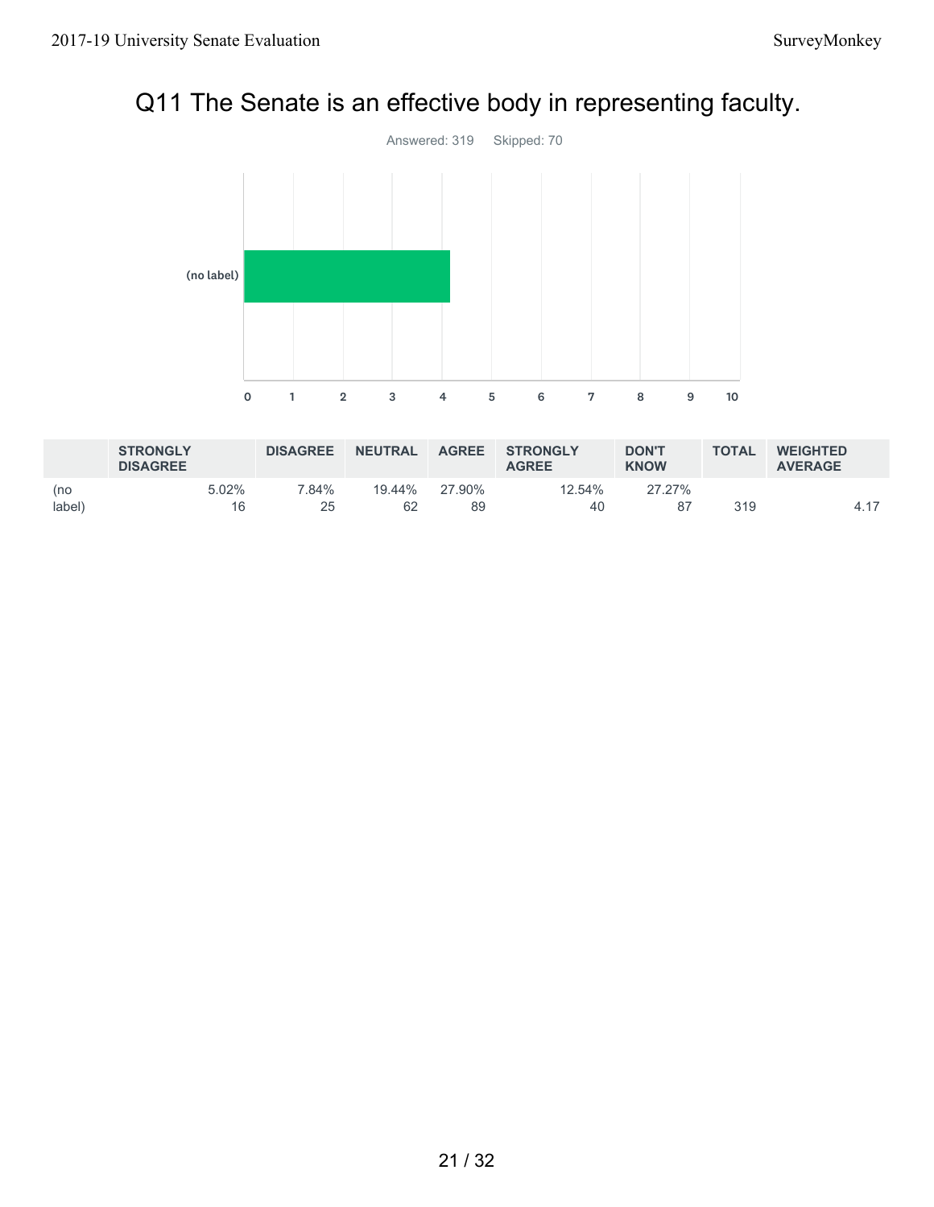# Q11 The Senate is an effective body in representing faculty.

Answered: 319 Skipped: 70

| | STRONGLY DISAGREE | DISAGREE | NEUTRAL | AGREE | STRONGLY AGREE | DON'T KNOW | TOTAL | WEIGHTED AVERAGE |
|---|---|---|---|---|---|---|---|---|
| (no label) | 5.02% 16 | 7.84% 25 | 19.44% 62 | 27.90% 89 | 12.54% 40 | 27.27% 87 | 319 | 4.17 |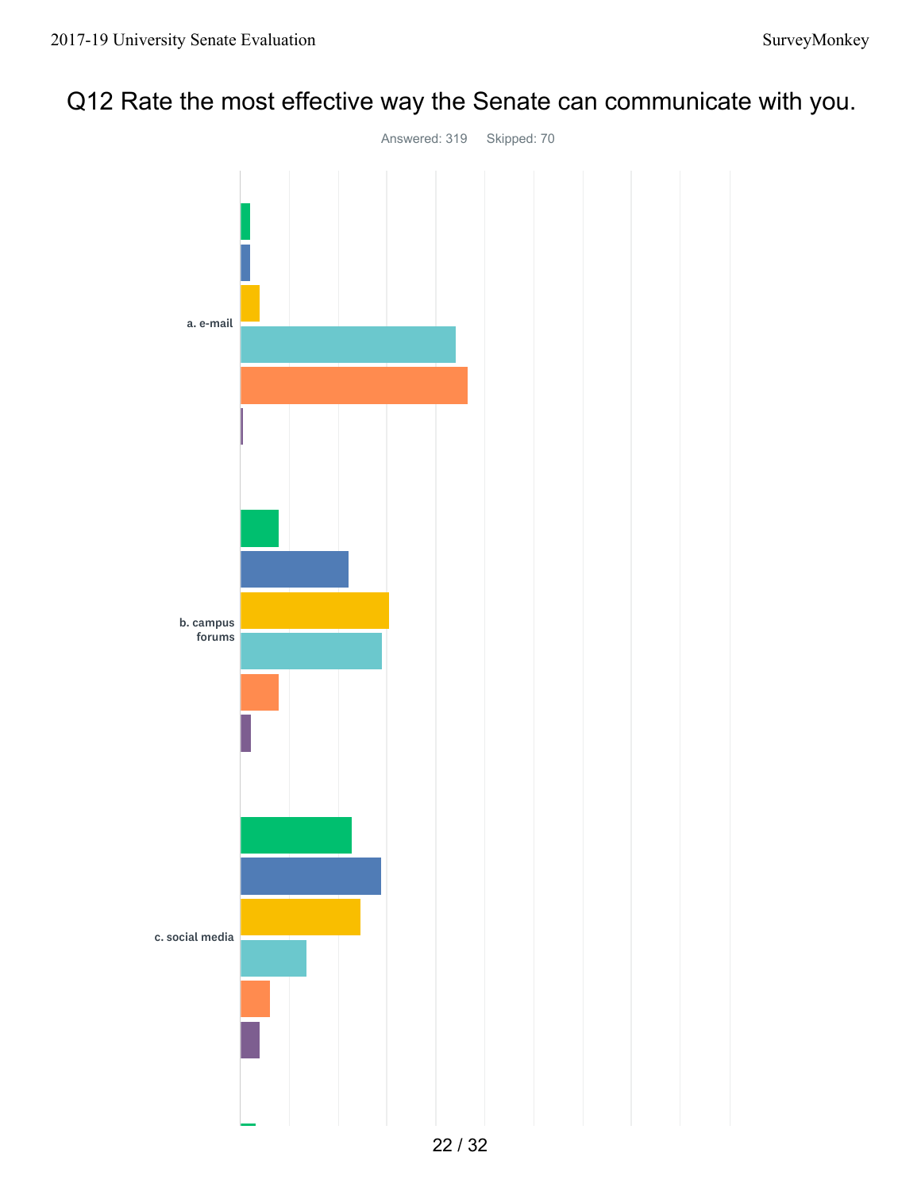# Q12 Rate the most effective way the Senate can communicate with you.

Answered: 319 Skipped: 70

a. e-mail

b. campus forums

c. social media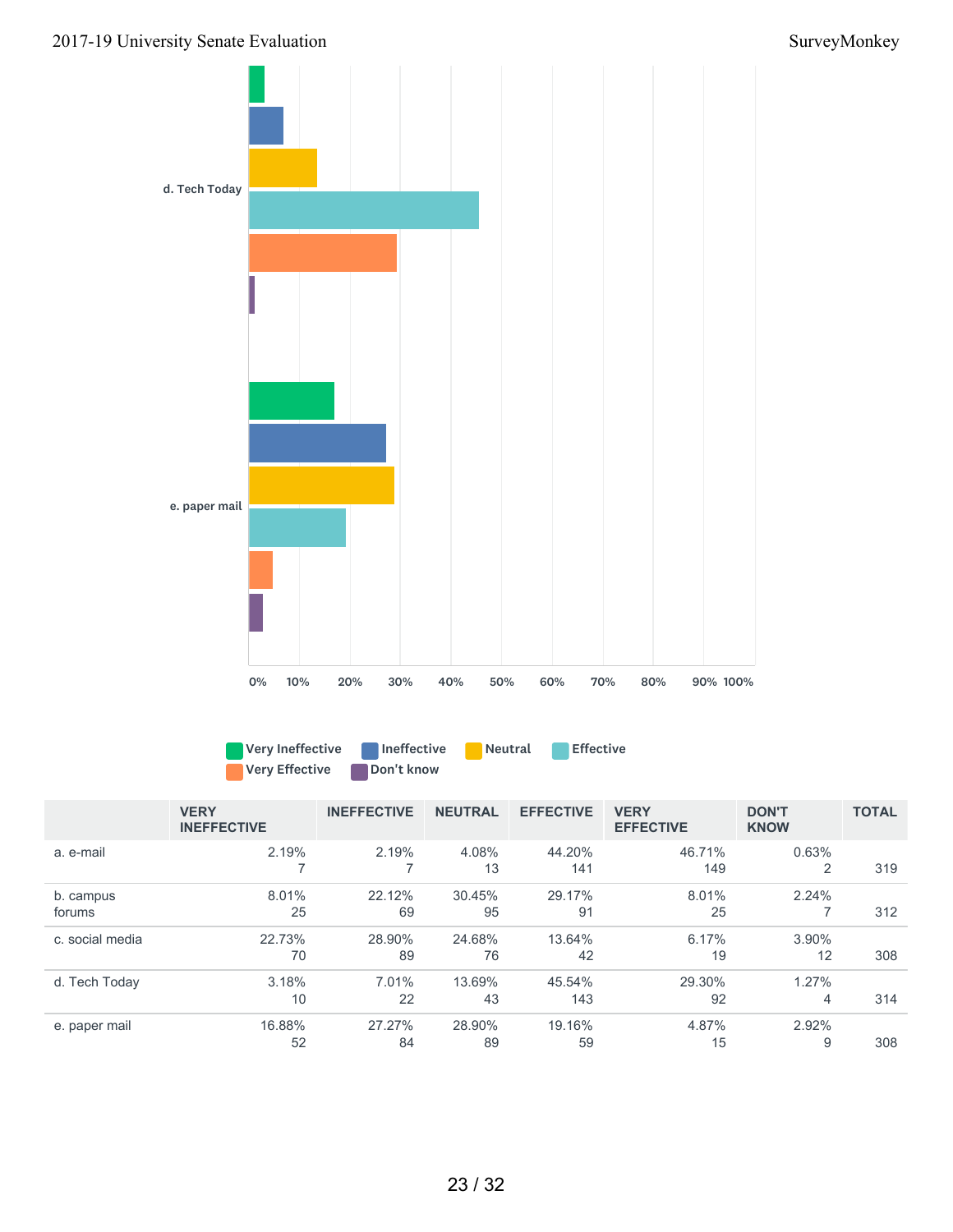d. Tech Today

e. paper mail

0% 10% 20% 30% 40% 50% 60% 70% 80% 90% 100%

Very Ineffective | Ineffective | Neutral | Effective | Very Effective | Don't know

| | VERY INEFFECTIVE | INEFFECTIVE | NEUTRAL | EFFECTIVE | VERY EFFECTIVE | DON'T KNOW | TOTAL |
|---|---|---|---|---|---|---|---|
| a. e-mail | 2.19% 7 | 2.19% 7 | 4.08% 13 | 44.20% 141 | 46.71% 149 | 0.63% 2 | 319 |
| b. campus forums | 8.01% 25 | 22.12% 69 | 30.45% 95 | 29.17% 91 | 8.01% 25 | 2.24% 7 | 312 |
| c. social media | 22.73% 70 | 28.90% 89 | 24.68% 76 | 13.64% 42 | 6.17% 19 | 3.90% 12 | 308 |
| d. Tech Today | 3.18% 10 | 7.01% 22 | 13.69% 43 | 45.54% 143 | 29.30% 92 | 1.27% 4 | 314 |
| e. paper mail | 16.88% 52 | 27.27% 84 | 28.90% 89 | 19.16% 59 | 4.87% 15 | 2.92% 9 | 308 |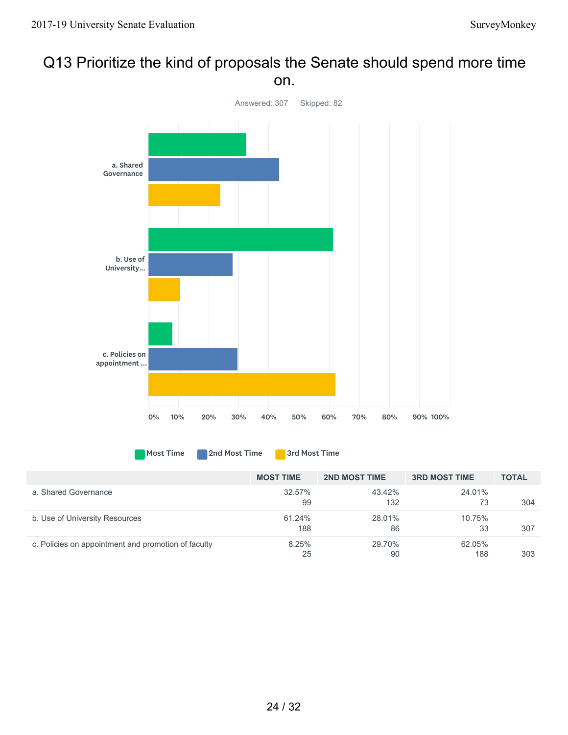# Q13 Prioritize the kind of proposals the Senate should spend more time on.

Answered: 307 Skipped: 82

a. Shared Governance

b. Use of University...

c. Policies on appointment ...

0% 10% 20% 30% 40% 50% 60% 70% 80% 90% 100%

Most Time 2nd Most Time 3rd Most Time

| | MOST TIME | 2ND MOST TIME | 3RD MOST TIME | TOTAL |
|---|---|---|---|---|
| a. Shared Governance | 32.57%<br>99 | 43.42%<br>132 | 24.01%<br>73 | 304 |
| b. Use of University Resources | 61.24%<br>188 | 28.01%<br>86 | 10.75%<br>33 | 307 |
| c. Policies on appointment and promotion of faculty | 8.25%<br>25 | 29.70%<br>90 | 62.05%<br>188 | 303 |